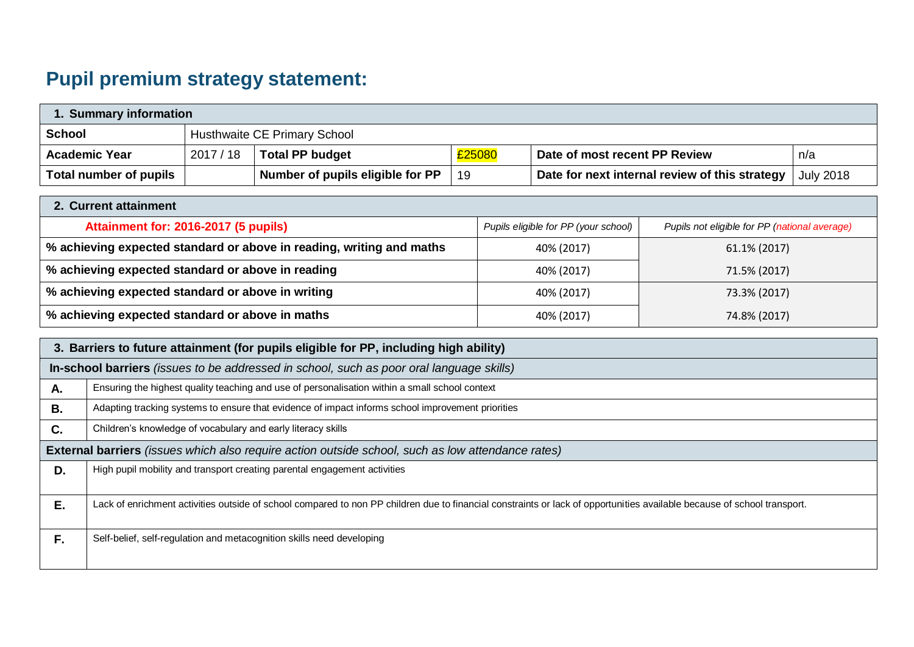# Pupil premium strategy statement:

| 1. Summary information | | | | | |
|---|---|---|---|---|---|
| **School** | Husthwaite CE Primary School | | | | |
| **Academic Year** | 2017 / 18 | **Total PP budget** | £25080 | **Date of most recent PP Review** | n/a |
| **Total number of pupils** | | **Number of pupils eligible for PP** | 19 | **Date for next internal review of this strategy** | July 2018 |

| 2. Current attainment | | |
|---|---|---|
| **Attainment for: 2016-2017 (5 pupils)** | *Pupils eligible for PP (your school)* | *Pupils not eligible for PP (national average)* |
| **% achieving expected standard or above in reading, writing and maths** | 40% (2017) | 61.1% (2017) |
| **% achieving expected standard or above in reading** | 40% (2017) | 71.5% (2017) |
| **% achieving expected standard or above in writing** | 40% (2017) | 73.3% (2017) |
| **% achieving expected standard or above in maths** | 40% (2017) | 74.8% (2017) |

| 3. Barriers to future attainment (for pupils eligible for PP, including high ability) | |
|---|---|
| **In-school barriers** *(issues to be addressed in school, such as poor oral language skills)* | |
| **A.** | Ensuring the highest quality teaching and use of personalisation within a small school context |
| **B.** | Adapting tracking systems to ensure that evidence of impact informs school improvement priorities |
| **C.** | Children's knowledge of vocabulary and early literacy skills |
| **External barriers** *(issues which also require action outside school, such as low attendance rates)* | |
| **D.** | High pupil mobility and transport creating parental engagement activities |
| **E.** | Lack of enrichment activities outside of school compared to non PP children due to financial constraints or lack of opportunities available because of school transport. |
| **F.** | Self-belief, self-regulation and metacognition skills need developing |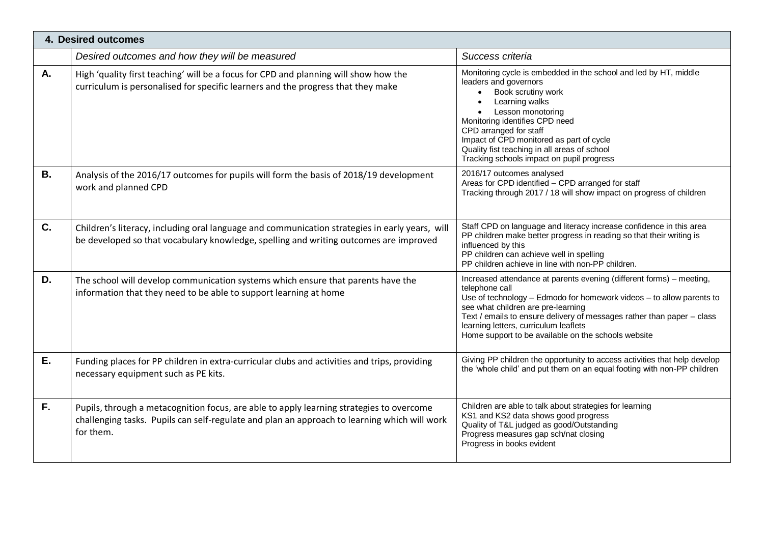| 4. Desired outcomes | | |
|---|---|---|
| | *Desired outcomes and how they will be measured* | *Success criteria* |
| **A.** | High 'quality first teaching' will be a focus for CPD and planning will show how the curriculum is personalised for specific learners and the progress that they make | Monitoring cycle is embedded in the school and led by HT, middle leaders and governors<br>• Book scrutiny work<br>• Learning walks<br>• Lesson monotoring<br>Monitoring identifies CPD need<br>CPD arranged for staff<br>Impact of CPD monitored as part of cycle<br>Quality fist teaching in all areas of school<br>Tracking schools impact on pupil progress |
| **B.** | Analysis of the 2016/17 outcomes for pupils will form the basis of 2018/19 development work and planned CPD | 2016/17 outcomes analysed<br>Areas for CPD identified – CPD arranged for staff<br>Tracking through 2017 / 18 will show impact on progress of children |
| **C.** | Children's literacy, including oral language and communication strategies in early years, will be developed so that vocabulary knowledge, spelling and writing outcomes are improved | Staff CPD on language and literacy increase confidence in this area<br>PP children make better progress in reading so that their writing is influenced by this<br>PP children can achieve well in spelling<br>PP children achieve in line with non-PP children. |
| **D.** | The school will develop communication systems which ensure that parents have the information that they need to be able to support learning at home | Increased attendance at parents evening (different forms) – meeting, telephone call<br>Use of technology – Edmodo for homework videos – to allow parents to see what children are pre-learning<br>Text / emails to ensure delivery of messages rather than paper – class learning letters, curriculum leaflets<br>Home support to be available on the schools website |
| **E.** | Funding places for PP children in extra-curricular clubs and activities and trips, providing necessary equipment such as PE kits. | Giving PP children the opportunity to access activities that help develop the 'whole child' and put them on an equal footing with non-PP children |
| **F.** | Pupils, through a metacognition focus, are able to apply learning strategies to overcome challenging tasks. Pupils can self-regulate and plan an approach to learning which will work for them. | Children are able to talk about strategies for learning<br>KS1 and KS2 data shows good progress<br>Quality of T&L judged as good/Outstanding<br>Progress measures gap sch/nat closing<br>Progress in books evident |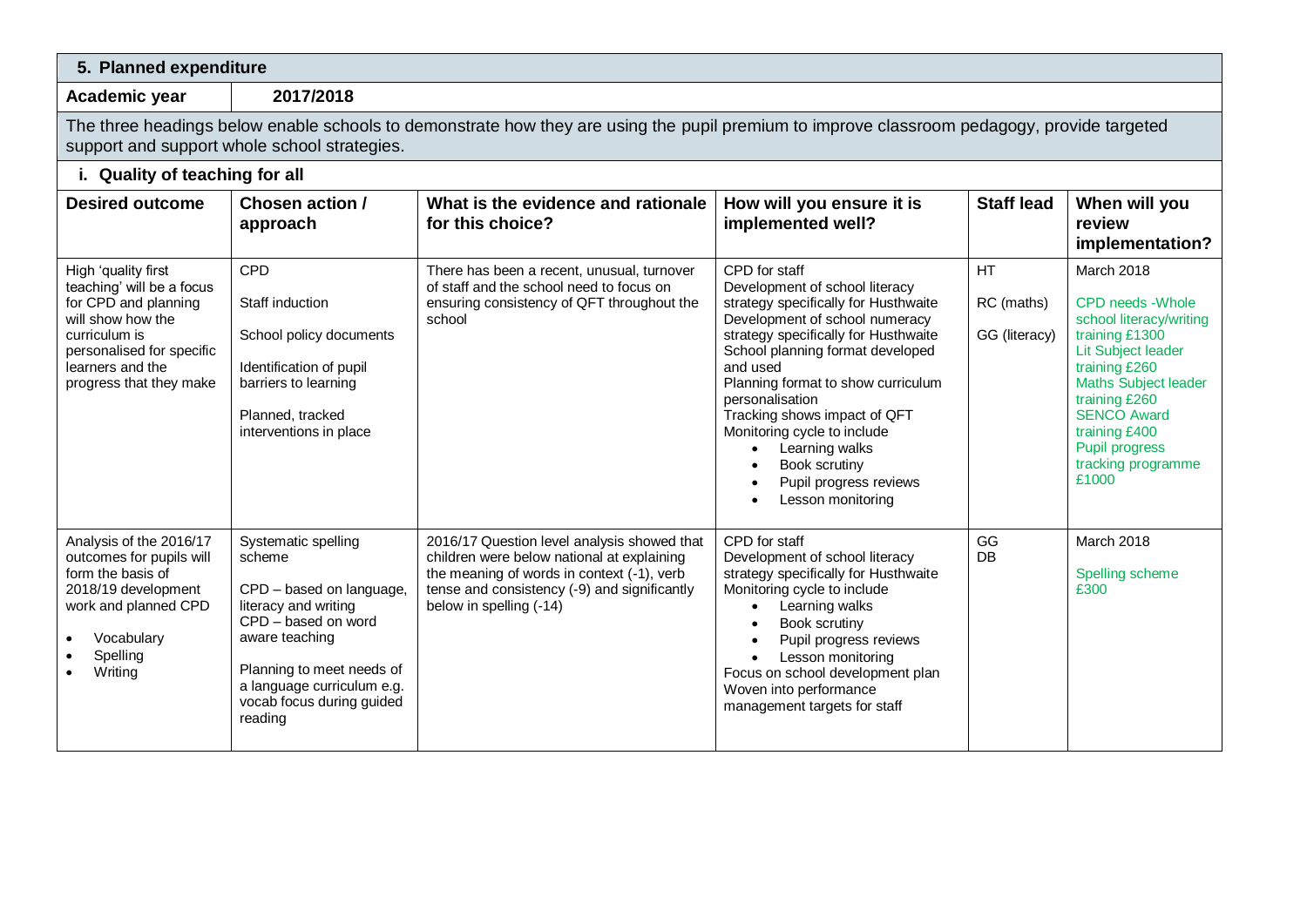## 5. Planned expenditure

**Academic year** | **2017/2018**

The three headings below enable schools to demonstrate how they are using the pupil premium to improve classroom pedagogy, provide targeted support and support whole school strategies.

### i. Quality of teaching for all

| Desired outcome | Chosen action / approach | What is the evidence and rationale for this choice? | How will you ensure it is implemented well? | Staff lead | When will you review implementation? |
|---|---|---|---|---|---|
| High 'quality first teaching' will be a focus for CPD and planning will show how the curriculum is personalised for specific learners and the progress that they make | CPD<br><br>Staff induction<br><br>School policy documents<br><br>Identification of pupil barriers to learning<br><br>Planned, tracked interventions in place | There has been a recent, unusual, turnover of staff and the school need to focus on ensuring consistency of QFT throughout the school | CPD for staff<br>Development of school literacy strategy specifically for Husthwaite<br>Development of school numeracy strategy specifically for Husthwaite<br>School planning format developed and used<br>Planning format to show curriculum personalisation<br>Tracking shows impact of QFT<br>Monitoring cycle to include<br>• Learning walks<br>• Book scrutiny<br>• Pupil progress reviews<br>• Lesson monitoring | HT<br><br>RC (maths)<br><br>GG (literacy) | March 2018<br><br>CPD needs -Whole school literacy/writing training £1300<br>Lit Subject leader training £260<br>Maths Subject leader training £260<br>SENCO Award training £400<br>Pupil progress tracking programme £1000 |
| Analysis of the 2016/17 outcomes for pupils will form the basis of 2018/19 development work and planned CPD<br>• Vocabulary<br>• Spelling<br>• Writing | Systematic spelling scheme<br><br>CPD – based on language, literacy and writing<br>CPD – based on word aware teaching<br><br>Planning to meet needs of a language curriculum e.g. vocab focus during guided reading | 2016/17 Question level analysis showed that children were below national at explaining the meaning of words in context (-1), verb tense and consistency (-9) and significantly below in spelling (-14) | CPD for staff<br>Development of school literacy strategy specifically for Husthwaite<br>Monitoring cycle to include<br>• Learning walks<br>• Book scrutiny<br>• Pupil progress reviews<br>• Lesson monitoring<br>Focus on school development plan<br>Woven into performance management targets for staff | GG<br>DB | March 2018<br><br>Spelling scheme £300 |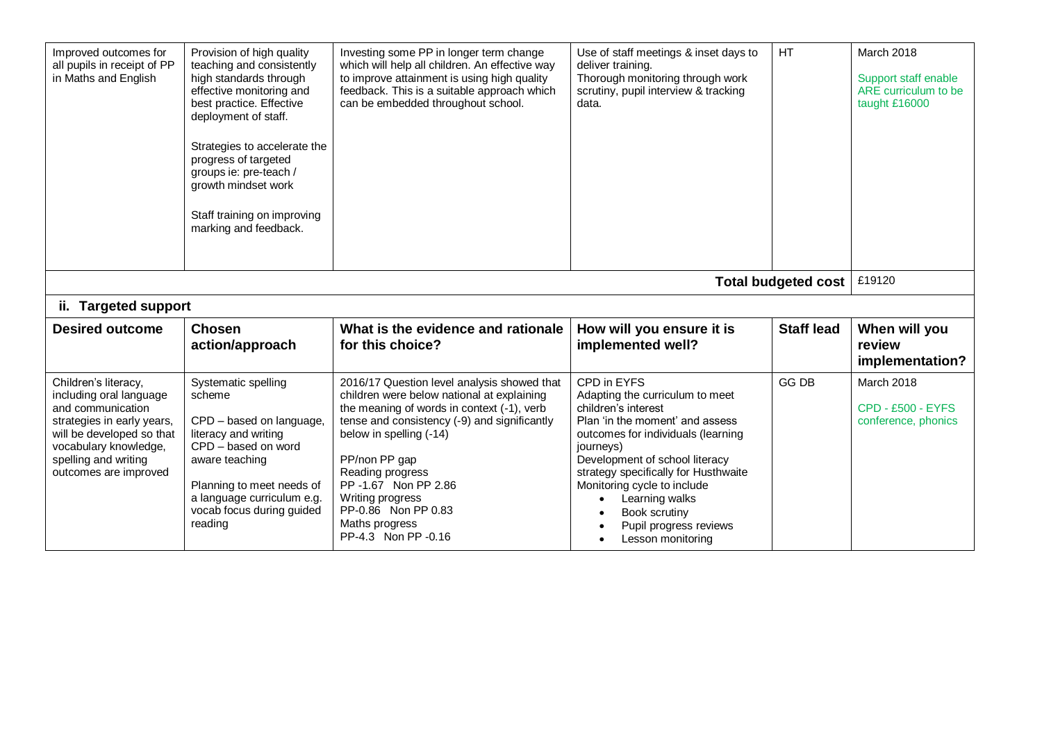| | | | | | |
|---|---|---|---|---|---|
| Improved outcomes for all pupils in receipt of PP in Maths and English | Provision of high quality teaching and consistently high standards through effective monitoring and best practice. Effective deployment of staff.<br><br>Strategies to accelerate the progress of targeted groups ie: pre-teach / growth mindset work<br><br>Staff training on improving marking and feedback. | Investing some PP in longer term change which will help all children. An effective way to improve attainment is using high quality feedback. This is a suitable approach which can be embedded throughout school. | Use of staff meetings & inset days to deliver training.<br>Thorough monitoring through work scrutiny, pupil interview & tracking data. | HT | March 2018<br><br>Support staff enable ARE curriculum to be taught £16000 |
| | | | | **Total budgeted cost** | £19120 |

## ii. Targeted support

| Desired outcome | Chosen action/approach | What is the evidence and rationale for this choice? | How will you ensure it is implemented well? | Staff lead | When will you review implementation? |
|---|---|---|---|---|---|
| Children's literacy, including oral language and communication strategies in early years, will be developed so that vocabulary knowledge, spelling and writing outcomes are improved | Systematic spelling scheme<br><br>CPD – based on language, literacy and writing<br>CPD – based on word aware teaching<br><br>Planning to meet needs of a language curriculum e.g. vocab focus during guided reading | 2016/17 Question level analysis showed that children were below national at explaining the meaning of words in context (-1), verb tense and consistency (-9) and significantly below in spelling (-14)<br><br>PP/non PP gap<br>Reading progress<br>PP -1.67 Non PP 2.86<br>Writing progress<br>PP-0.86 Non PP 0.83<br>Maths progress<br>PP-4.3 Non PP -0.16 | CPD in EYFS<br>Adapting the curriculum to meet children's interest<br>Plan 'in the moment' and assess outcomes for individuals (learning journeys)<br>Development of school literacy strategy specifically for Husthwaite<br>Monitoring cycle to include<br>• Learning walks<br>• Book scrutiny<br>• Pupil progress reviews<br>• Lesson monitoring | GG DB | March 2018<br><br>CPD - £500 - EYFS conference, phonics |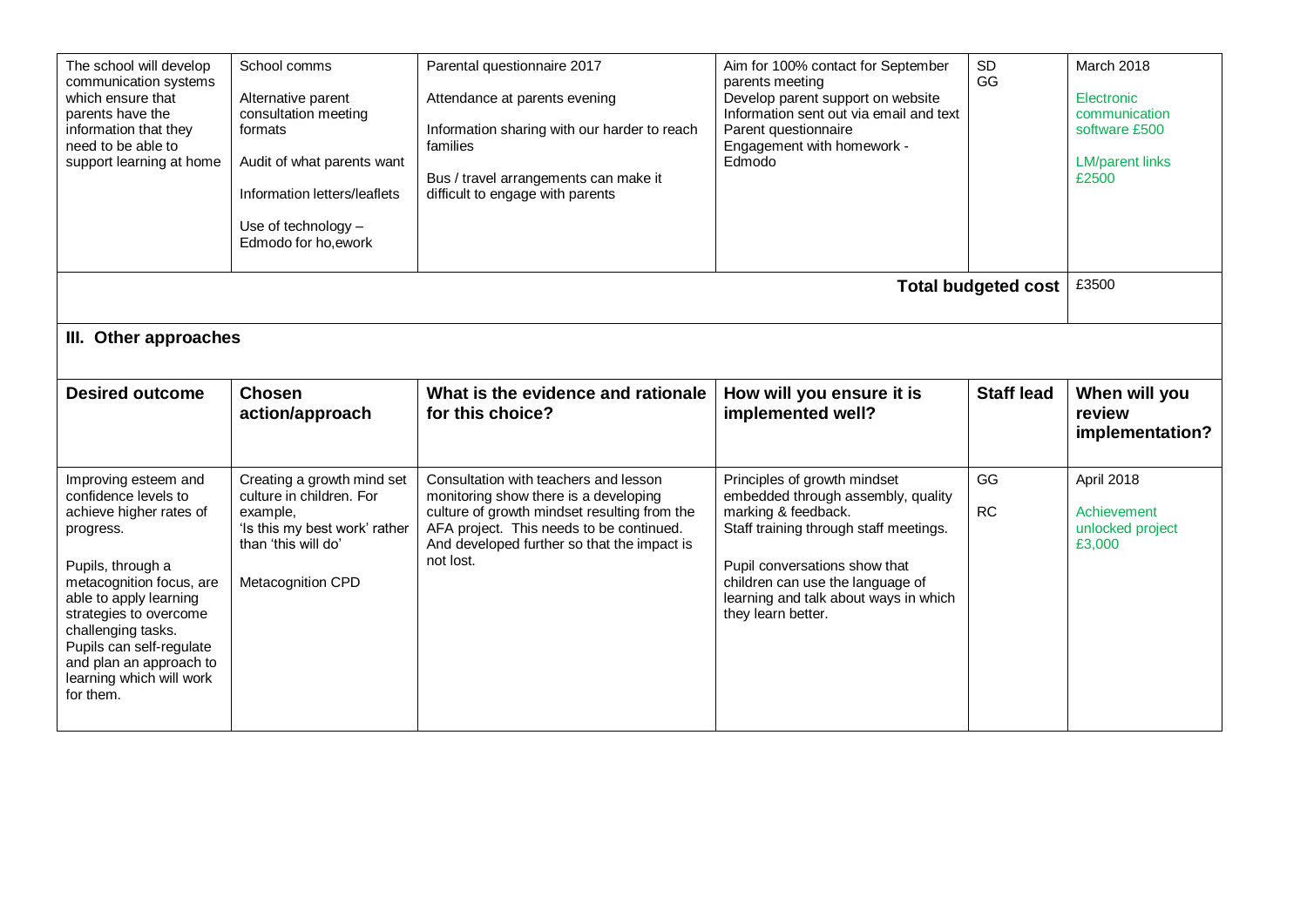| | | | | | |
|---|---|---|---|---|---|
| The school will develop communication systems which ensure that parents have the information that they need to be able to support learning at home | School comms<br><br>Alternative parent consultation meeting formats<br><br>Audit of what parents want<br><br>Information letters/leaflets<br><br>Use of technology – Edmodo for ho,ework | Parental questionnaire 2017<br><br>Attendance at parents evening<br><br>Information sharing with our harder to reach families<br><br>Bus / travel arrangements can make it difficult to engage with parents | Aim for 100% contact for September parents meeting<br>Develop parent support on website<br>Information sent out via email and text<br>Parent questionnaire<br>Engagement with homework - Edmodo | SD<br>GG | March 2018<br><br>Electronic communication software £500<br><br>LM/parent links £2500 |
| | | | | **Total budgeted cost** | £3500 |

## III. Other approaches

| Desired outcome | Chosen action/approach | What is the evidence and rationale for this choice? | How will you ensure it is implemented well? | Staff lead | When will you review implementation? |
|---|---|---|---|---|---|
| Improving esteem and confidence levels to achieve higher rates of progress.<br><br>Pupils, through a metacognition focus, are able to apply learning strategies to overcome challenging tasks. Pupils can self-regulate and plan an approach to learning which will work for them. | Creating a growth mind set culture in children. For example, 'Is this my best work' rather than 'this will do'<br><br>Metacognition CPD | Consultation with teachers and lesson monitoring show there is a developing culture of growth mindset resulting from the AFA project. This needs to be continued. And developed further so that the impact is not lost. | Principles of growth mindset embedded through assembly, quality marking & feedback.<br>Staff training through staff meetings.<br><br>Pupil conversations show that children can use the language of learning and talk about ways in which they learn better. | GG<br><br>RC | April 2018<br><br>Achievement unlocked project £3,000 |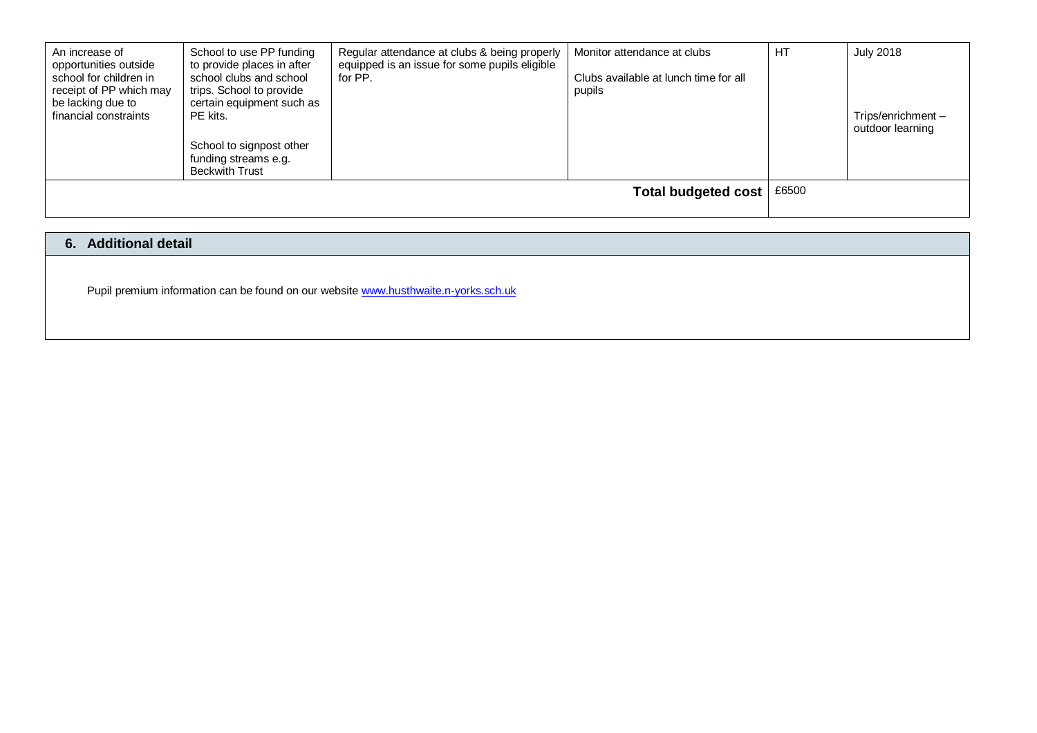| | | | | | |
|---|---|---|---|---|---|
| An increase of opportunities outside school for children in receipt of PP which may be lacking due to financial constraints | School to use PP funding to provide places in after school clubs and school trips. School to provide certain equipment such as PE kits.<br><br>School to signpost other funding streams e.g. Beckwith Trust | Regular attendance at clubs & being properly equipped is an issue for some pupils eligible for PP. | Monitor attendance at clubs<br><br>Clubs available at lunch time for all pupils | HT | July 2018<br><br>Trips/enrichment – outdoor learning |
| | | | **Total budgeted cost** | £6500 | |

## 6. Additional detail

Pupil premium information can be found on our website [www.husthwaite.n-yorks.sch.uk](http://www.husthwaite.n-yorks.sch.uk)